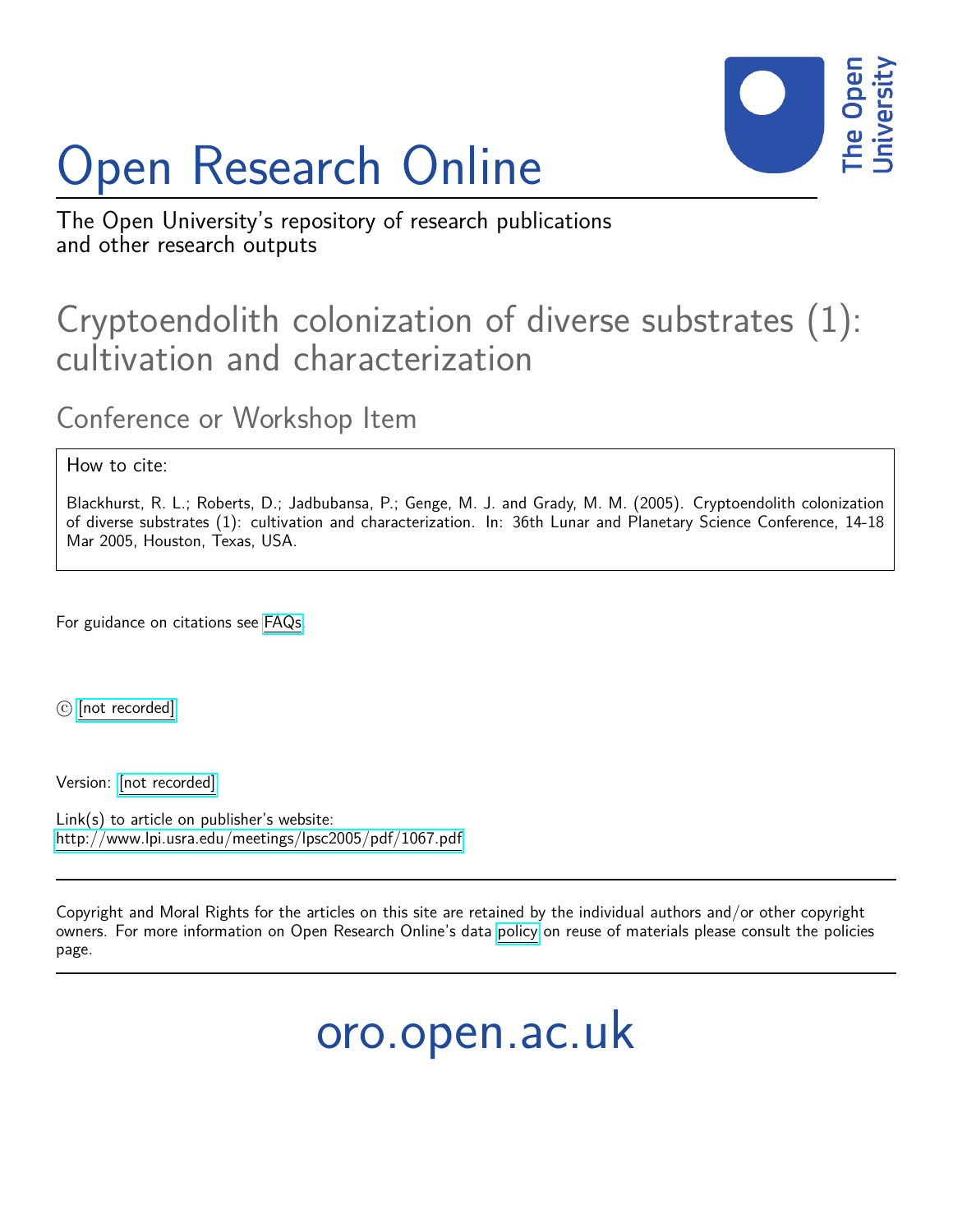# Open Research Online

The Open University's repository of research publications and other research outputs

## Cryptoendolith colonization of diverse substrates (1): cultivation and characterization

### Conference or Workshop Item

How to cite:

Blackhurst, R. L.; Roberts, D.; Jadbubansa, P.; Genge, M. J. and Grady, M. M. (2005). Cryptoendolith colonization of diverse substrates (1): cultivation and characterization. In: 36th Lunar and Planetary Science Conference, 14-18 Mar 2005, Houston, Texas, USA.

For guidance on citations see FAQs.

© [not recorded]

Version: [not recorded]

Link(s) to article on publisher's website:
http://www.lpi.usra.edu/meetings/lpsc2005/pdf/1067.pdf

Copyright and Moral Rights for the articles on this site are retained by the individual authors and/or other copyright owners. For more information on Open Research Online's data policy on reuse of materials please consult the policies page.

oro.open.ac.uk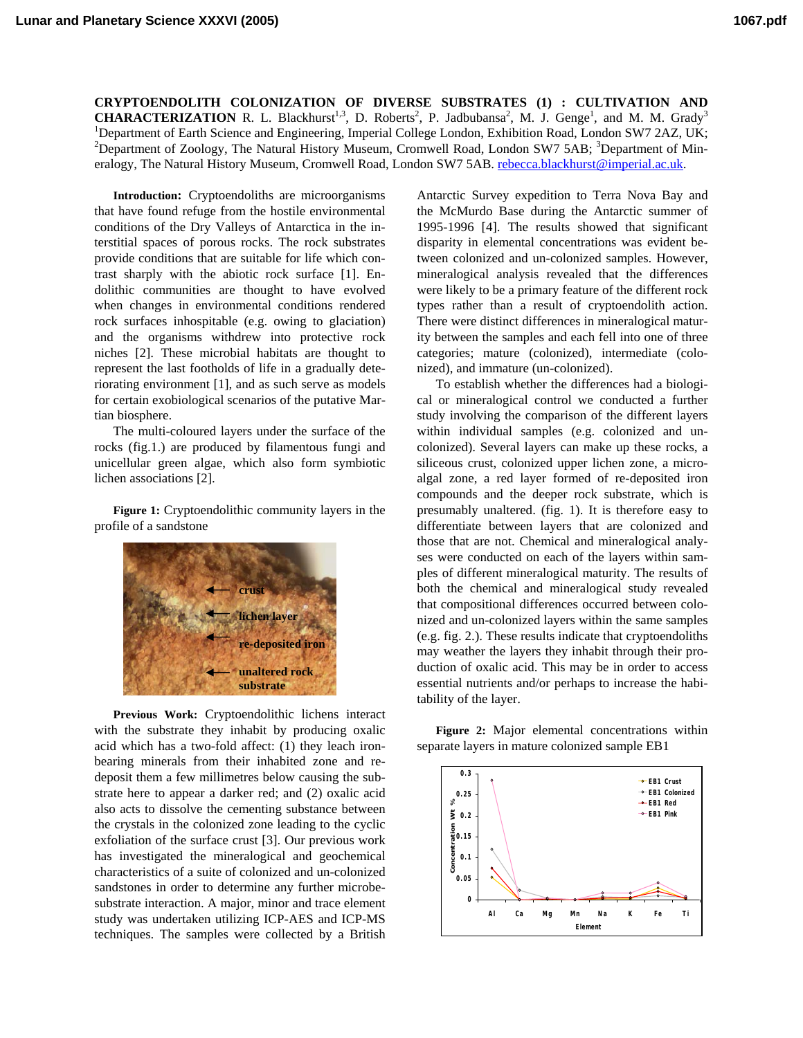# CRYPTOENDOLITH COLONIZATION OF DIVERSE SUBSTRATES (1) : CULTIVATION AND CHARACTERIZATION

R. L. Blackhurst[1,3], D. Roberts[2], P. Jadbubansa[2], M. J. Genge[1], and M. M. Grady[3]

[1]Department of Earth Science and Engineering, Imperial College London, Exhibition Road, London SW7 2AZ, UK; [2]Department of Zoology, The Natural History Museum, Cromwell Road, London SW7 5AB; [3]Department of Mineralogy, The Natural History Museum, Cromwell Road, London SW7 5AB. rebecca.blackhurst@imperial.ac.uk.

**Introduction:** Cryptoendoliths are microorganisms that have found refuge from the hostile environmental conditions of the Dry Valleys of Antarctica in the interstitial spaces of porous rocks. The rock substrates provide conditions that are suitable for life which contrast sharply with the abiotic rock surface [1]. Endolithic communities are thought to have evolved when changes in environmental conditions rendered rock surfaces inhospitable (e.g. owing to glaciation) and the organisms withdrew into protective rock niches [2]. These microbial habitats are thought to represent the last footholds of life in a gradually deteriorating environment [1], and as such serve as models for certain exobiological scenarios of the putative Martian biosphere.

The multi-coloured layers under the surface of the rocks (fig.1.) are produced by filamentous fungi and unicellular green algae, which also form symbiotic lichen associations [2].

**Figure 1:** Cryptoendolithic community layers in the profile of a sandstone

crust
lichen layer
re-deposited iron
unaltered rock substrate

**Previous Work:** Cryptoendolithic lichens interact with the substrate they inhabit by producing oxalic acid which has a two-fold affect: (1) they leach iron-bearing minerals from their inhabited zone and re-deposit them a few millimetres below causing the substrate here to appear a darker red; and (2) oxalic acid also acts to dissolve the cementing substance between the crystals in the colonized zone leading to the cyclic exfoliation of the surface crust [3]. Our previous work has investigated the mineralogical and geochemical characteristics of a suite of colonized and un-colonized sandstones in order to determine any further microbe-substrate interaction. A major, minor and trace element study was undertaken utilizing ICP-AES and ICP-MS techniques. The samples were collected by a British Antarctic Survey expedition to Terra Nova Bay and the McMurdo Base during the Antarctic summer of 1995-1996 [4]. The results showed that significant disparity in elemental concentrations was evident between colonized and un-colonized samples. However, mineralogical analysis revealed that the differences were likely to be a primary feature of the different rock types rather than a result of cryptoendolith action. There were distinct differences in mineralogical maturity between the samples and each fell into one of three categories; mature (colonized), intermediate (colonized), and immature (un-colonized).

To establish whether the differences had a biological or mineralogical control we conducted a further study involving the comparison of the different layers within individual samples (e.g. colonized and un-colonized). Several layers can make up these rocks, a siliceous crust, colonized upper lichen zone, a micro-algal zone, a red layer formed of re-deposited iron compounds and the deeper rock substrate, which is presumably unaltered. (fig. 1). It is therefore easy to differentiate between layers that are colonized and those that are not. Chemical and mineralogical analyses were conducted on each of the layers within samples of different mineralogical maturity. The results of both the chemical and mineralogical study revealed that compositional differences occurred between colonized and un-colonized layers within the same samples (e.g. fig. 2.). These results indicate that cryptoendoliths may weather the layers they inhabit through their production of oxalic acid. This may be in order to access essential nutrients and/or perhaps to increase the habitability of the layer.

**Figure 2:** Major elemental concentrations within separate layers in mature colonized sample EB1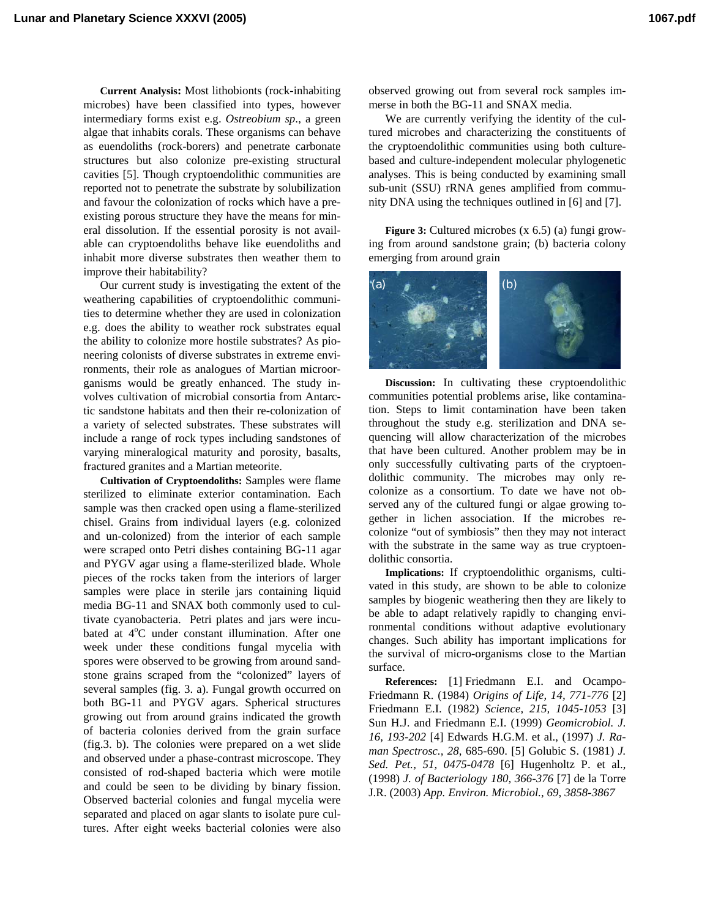**Current Analysis:** Most lithobionts (rock-inhabiting microbes) have been classified into types, however intermediary forms exist e.g. *Ostreobium sp*., a green algae that inhabits corals. These organisms can behave as euendoliths (rock-borers) and penetrate carbonate structures but also colonize pre-existing structural cavities [5]. Though cryptoendolithic communities are reported not to penetrate the substrate by solubilization and favour the colonization of rocks which have a pre-existing porous structure they have the means for mineral dissolution. If the essential porosity is not available can cryptoendoliths behave like euendoliths and inhabit more diverse substrates then weather them to improve their habitability?

Our current study is investigating the extent of the weathering capabilities of cryptoendolithic communities to determine whether they are used in colonization e.g. does the ability to weather rock substrates equal the ability to colonize more hostile substrates? As pioneering colonists of diverse substrates in extreme environments, their role as analogues of Martian microorganisms would be greatly enhanced. The study involves cultivation of microbial consortia from Antarctic sandstone habitats and then their re-colonization of a variety of selected substrates. These substrates will include a range of rock types including sandstones of varying mineralogical maturity and porosity, basalts, fractured granites and a Martian meteorite.

**Cultivation of Cryptoendoliths:** Samples were flame sterilized to eliminate exterior contamination. Each sample was then cracked open using a flame-sterilized chisel. Grains from individual layers (e.g. colonized and un-colonized) from the interior of each sample were scraped onto Petri dishes containing BG-11 agar and PYGV agar using a flame-sterilized blade. Whole pieces of the rocks taken from the interiors of larger samples were place in sterile jars containing liquid media BG-11 and SNAX both commonly used to cultivate cyanobacteria. Petri plates and jars were incubated at $4^{o}$C under constant illumination. After one week under these conditions fungal mycelia with spores were observed to be growing from around sandstone grains scraped from the "colonized" layers of several samples (fig. 3. a). Fungal growth occurred on both BG-11 and PYGV agars. Spherical structures growing out from around grains indicated the growth of bacteria colonies derived from the grain surface (fig.3. b). The colonies were prepared on a wet slide and observed under a phase-contrast microscope. They consisted of rod-shaped bacteria which were motile and could be seen to be dividing by binary fission. Observed bacterial colonies and fungal mycelia were separated and placed on agar slants to isolate pure cultures. After eight weeks bacterial colonies were also observed growing out from several rock samples immerse in both the BG-11 and SNAX media.

We are currently verifying the identity of the cultured microbes and characterizing the constituents of the cryptoendolithic communities using both culture-based and culture-independent molecular phylogenetic analyses. This is being conducted by examining small sub-unit (SSU) rRNA genes amplified from community DNA using the techniques outlined in [6] and [7].

**Figure 3:** Cultured microbes (x 6.5) (a) fungi growing from around sandstone grain; (b) bacteria colony emerging from around grain

**Discussion:** In cultivating these cryptoendolithic communities potential problems arise, like contamination. Steps to limit contamination have been taken throughout the study e.g. sterilization and DNA sequencing will allow characterization of the microbes that have been cultured. Another problem may be in only successfully cultivating parts of the cryptoendolithic community. The microbes may only recolonize as a consortium. To date we have not observed any of the cultured fungi or algae growing together in lichen association. If the microbes recolonize "out of symbiosis" then they may not interact with the substrate in the same way as true cryptoendolithic consortia.

**Implications:** If cryptoendolithic organisms, cultivated in this study, are shown to be able to colonize samples by biogenic weathering then they are likely to be able to adapt relatively rapidly to changing environmental conditions without adaptive evolutionary changes. Such ability has important implications for the survival of micro-organisms close to the Martian surface.

**References:** [1] Friedmann E.I. and Ocampo-Friedmann R. (1984) *Origins of Life, 14, 771-776* [2] Friedmann E.I. (1982) *Science, 215, 1045-1053* [3] Sun H.J. and Friedmann E.I. (1999) *Geomicrobiol. J. 16, 193-202* [4] Edwards H.G.M. et al., (1997) *J. Raman Spectrosc., 28*, 685-690. [5] Golubic S. (1981) *J. Sed. Pet., 51, 0475-0478* [6] Hugenholtz P. et al., (1998) *J. of Bacteriology 180, 366-376* [7] de la Torre J.R. (2003) *App. Environ. Microbiol., 69, 3858-3867*